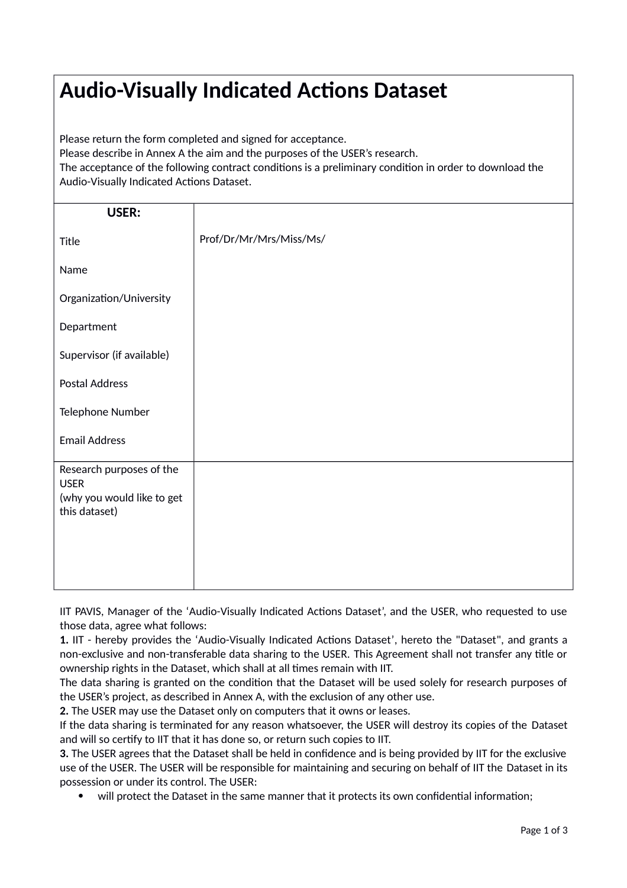# Audio-Visually Indicated Actions Dataset

Please return the form completed and signed for acceptance.
Please describe in Annex A the aim and the purposes of the USER's research.
The acceptance of the following contract conditions is a preliminary condition in order to download the Audio-Visually Indicated Actions Dataset.

| **USER:** | |
|---|---|
| Title | Prof/Dr/Mr/Mrs/Miss/Ms/ |
| Name | |
| Organization/University | |
| Department | |
| Supervisor (if available) | |
| Postal Address | |
| Telephone Number | |
| Email Address | |
| Research purposes of the USER (why you would like to get this dataset) | |

IIT PAVIS, Manager of the 'Audio-Visually Indicated Actions Dataset', and the USER, who requested to use those data, agree what follows:

**1.** IIT - hereby provides the 'Audio-Visually Indicated Actions Dataset', hereto the "Dataset", and grants a non-exclusive and non-transferable data sharing to the USER. This Agreement shall not transfer any title or ownership rights in the Dataset, which shall at all times remain with IIT.

The data sharing is granted on the condition that the Dataset will be used solely for research purposes of the USER's project, as described in Annex A, with the exclusion of any other use.

**2.** The USER may use the Dataset only on computers that it owns or leases.

If the data sharing is terminated for any reason whatsoever, the USER will destroy its copies of the Dataset and will so certify to IIT that it has done so, or return such copies to IIT.

**3.** The USER agrees that the Dataset shall be held in confidence and is being provided by IIT for the exclusive use of the USER. The USER will be responsible for maintaining and securing on behalf of IIT the Dataset in its possession or under its control. The USER:

- will protect the Dataset in the same manner that it protects its own confidential information;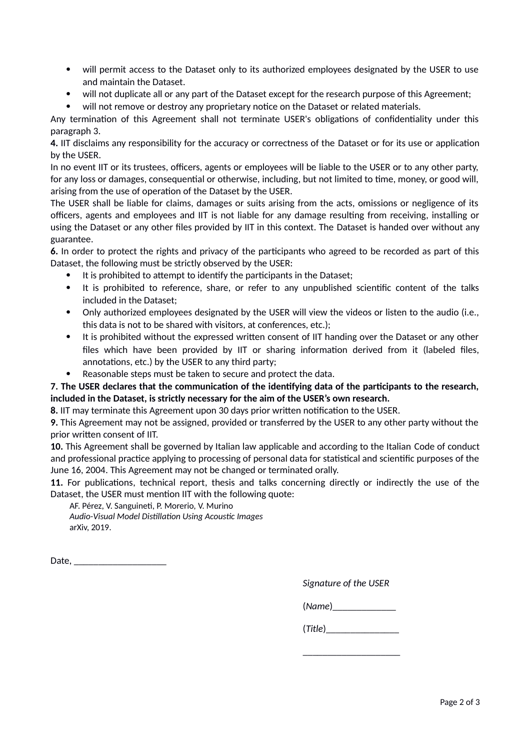- will permit access to the Dataset only to its authorized employees designated by the USER to use and maintain the Dataset.
- will not duplicate all or any part of the Dataset except for the research purpose of this Agreement;
- will not remove or destroy any proprietary notice on the Dataset or related materials.

Any termination of this Agreement shall not terminate USER's obligations of confidentiality under this paragraph 3.

**4.** IIT disclaims any responsibility for the accuracy or correctness of the Dataset or for its use or application by the USER.

In no event IIT or its trustees, officers, agents or employees will be liable to the USER or to any other party, for any loss or damages, consequential or otherwise, including, but not limited to time, money, or good will, arising from the use of operation of the Dataset by the USER.

The USER shall be liable for claims, damages or suits arising from the acts, omissions or negligence of its officers, agents and employees and IIT is not liable for any damage resulting from receiving, installing or using the Dataset or any other files provided by IIT in this context. The Dataset is handed over without any guarantee.

**6.** In order to protect the rights and privacy of the participants who agreed to be recorded as part of this Dataset, the following must be strictly observed by the USER:

- It is prohibited to attempt to identify the participants in the Dataset;
- It is prohibited to reference, share, or refer to any unpublished scientific content of the talks included in the Dataset;
- Only authorized employees designated by the USER will view the videos or listen to the audio (i.e., this data is not to be shared with visitors, at conferences, etc.);
- It is prohibited without the expressed written consent of IIT handing over the Dataset or any other files which have been provided by IIT or sharing information derived from it (labeled files, annotations, etc.) by the USER to any third party;
- Reasonable steps must be taken to secure and protect the data.

**7. The USER declares that the communication of the identifying data of the participants to the research, included in the Dataset, is strictly necessary for the aim of the USER's own research.**

**8.** IIT may terminate this Agreement upon 30 days prior written notification to the USER.

**9.** This Agreement may not be assigned, provided or transferred by the USER to any other party without the prior written consent of IIT.

**10.** This Agreement shall be governed by Italian law applicable and according to the Italian Code of conduct and professional practice applying to processing of personal data for statistical and scientific purposes of the June 16, 2004. This Agreement may not be changed or terminated orally.

**11.** For publications, technical report, thesis and talks concerning directly or indirectly the use of the Dataset, the USER must mention IIT with the following quote:

> AF. Pérez, V. Sanguineti, P. Morerio, V. Murino
> *Audio-Visual Model Distillation Using Acoustic Images*
> arXiv, 2019.

Date, ___________________

*Signature of the USER*

(*Name*)_____________

(*Title*)_______________

____________________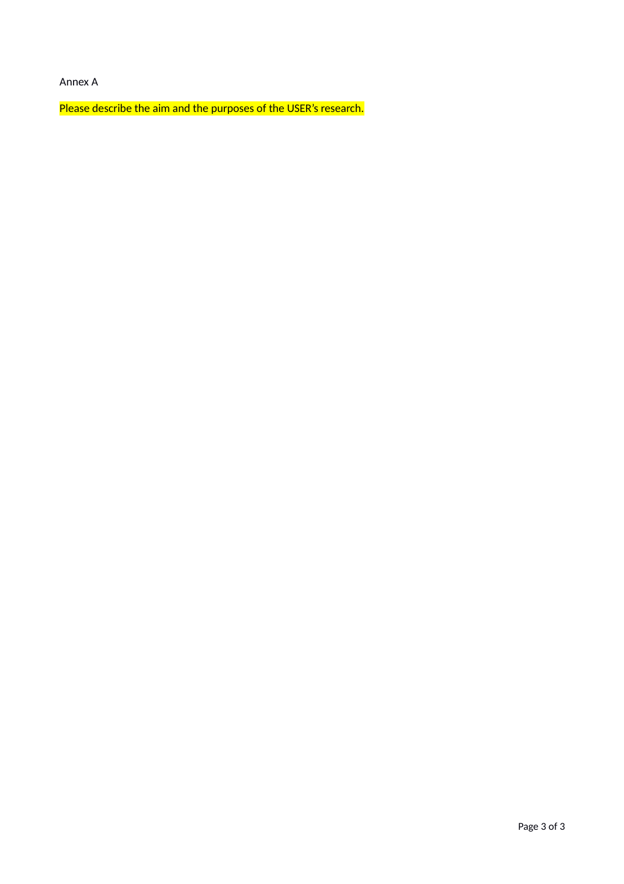Annex A

Please describe the aim and the purposes of the USER's research.